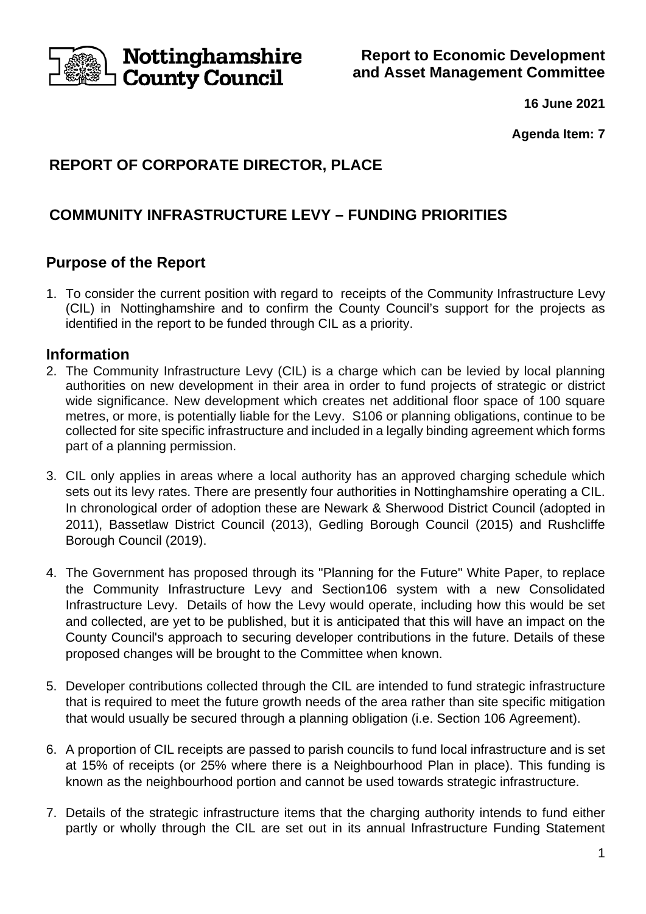Nottinghamshire County Council

**Report to Economic Development and Asset Management Committee**

**16 June 2021**

**Agenda Item: 7**

## REPORT OF CORPORATE DIRECTOR, PLACE

## COMMUNITY INFRASTRUCTURE LEVY – FUNDING PRIORITIES

## Purpose of the Report

1. To consider the current position with regard to receipts of the Community Infrastructure Levy (CIL) in Nottinghamshire and to confirm the County Council's support for the projects as identified in the report to be funded through CIL as a priority.

## Information

2. The Community Infrastructure Levy (CIL) is a charge which can be levied by local planning authorities on new development in their area in order to fund projects of strategic or district wide significance. New development which creates net additional floor space of 100 square metres, or more, is potentially liable for the Levy. S106 or planning obligations, continue to be collected for site specific infrastructure and included in a legally binding agreement which forms part of a planning permission.

3. CIL only applies in areas where a local authority has an approved charging schedule which sets out its levy rates. There are presently four authorities in Nottinghamshire operating a CIL. In chronological order of adoption these are Newark & Sherwood District Council (adopted in 2011), Bassetlaw District Council (2013), Gedling Borough Council (2015) and Rushcliffe Borough Council (2019).

4. The Government has proposed through its "Planning for the Future" White Paper, to replace the Community Infrastructure Levy and Section106 system with a new Consolidated Infrastructure Levy. Details of how the Levy would operate, including how this would be set and collected, are yet to be published, but it is anticipated that this will have an impact on the County Council's approach to securing developer contributions in the future. Details of these proposed changes will be brought to the Committee when known.

5. Developer contributions collected through the CIL are intended to fund strategic infrastructure that is required to meet the future growth needs of the area rather than site specific mitigation that would usually be secured through a planning obligation (i.e. Section 106 Agreement).

6. A proportion of CIL receipts are passed to parish councils to fund local infrastructure and is set at 15% of receipts (or 25% where there is a Neighbourhood Plan in place). This funding is known as the neighbourhood portion and cannot be used towards strategic infrastructure.

7. Details of the strategic infrastructure items that the charging authority intends to fund either partly or wholly through the CIL are set out in its annual Infrastructure Funding Statement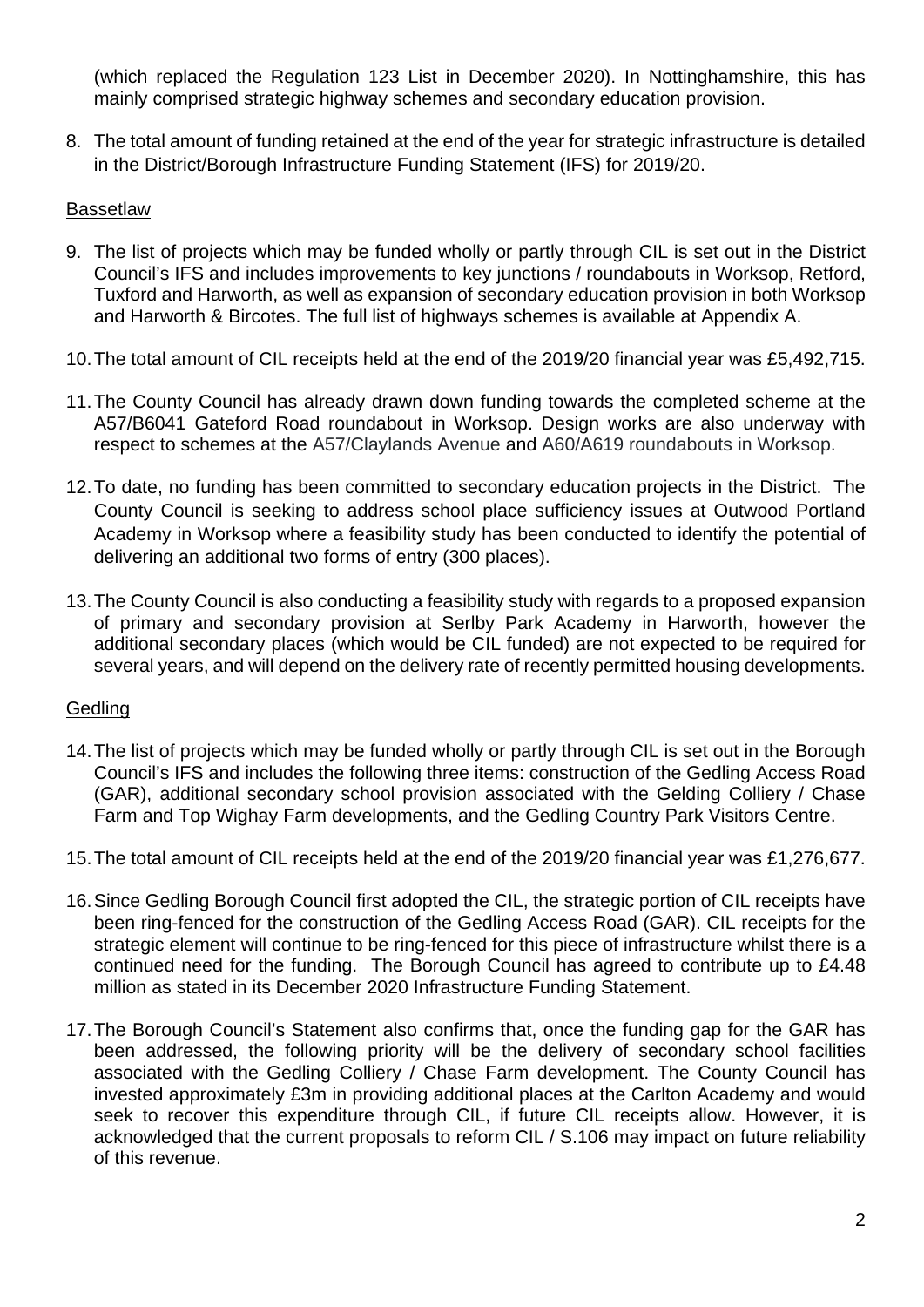(which replaced the Regulation 123 List in December 2020). In Nottinghamshire, this has mainly comprised strategic highway schemes and secondary education provision.

8. The total amount of funding retained at the end of the year for strategic infrastructure is detailed in the District/Borough Infrastructure Funding Statement (IFS) for 2019/20.

## Bassetlaw

9. The list of projects which may be funded wholly or partly through CIL is set out in the District Council's IFS and includes improvements to key junctions / roundabouts in Worksop, Retford, Tuxford and Harworth, as well as expansion of secondary education provision in both Worksop and Harworth & Bircotes. The full list of highways schemes is available at Appendix A.

10. The total amount of CIL receipts held at the end of the 2019/20 financial year was £5,492,715.

11. The County Council has already drawn down funding towards the completed scheme at the A57/B6041 Gateford Road roundabout in Worksop. Design works are also underway with respect to schemes at the A57/Claylands Avenue and A60/A619 roundabouts in Worksop.

12. To date, no funding has been committed to secondary education projects in the District. The County Council is seeking to address school place sufficiency issues at Outwood Portland Academy in Worksop where a feasibility study has been conducted to identify the potential of delivering an additional two forms of entry (300 places).

13. The County Council is also conducting a feasibility study with regards to a proposed expansion of primary and secondary provision at Serlby Park Academy in Harworth, however the additional secondary places (which would be CIL funded) are not expected to be required for several years, and will depend on the delivery rate of recently permitted housing developments.

## Gedling

14. The list of projects which may be funded wholly or partly through CIL is set out in the Borough Council's IFS and includes the following three items: construction of the Gedling Access Road (GAR), additional secondary school provision associated with the Gelding Colliery / Chase Farm and Top Wighay Farm developments, and the Gedling Country Park Visitors Centre.

15. The total amount of CIL receipts held at the end of the 2019/20 financial year was £1,276,677.

16. Since Gedling Borough Council first adopted the CIL, the strategic portion of CIL receipts have been ring-fenced for the construction of the Gedling Access Road (GAR). CIL receipts for the strategic element will continue to be ring-fenced for this piece of infrastructure whilst there is a continued need for the funding. The Borough Council has agreed to contribute up to £4.48 million as stated in its December 2020 Infrastructure Funding Statement.

17. The Borough Council's Statement also confirms that, once the funding gap for the GAR has been addressed, the following priority will be the delivery of secondary school facilities associated with the Gedling Colliery / Chase Farm development. The County Council has invested approximately £3m in providing additional places at the Carlton Academy and would seek to recover this expenditure through CIL, if future CIL receipts allow. However, it is acknowledged that the current proposals to reform CIL / S.106 may impact on future reliability of this revenue.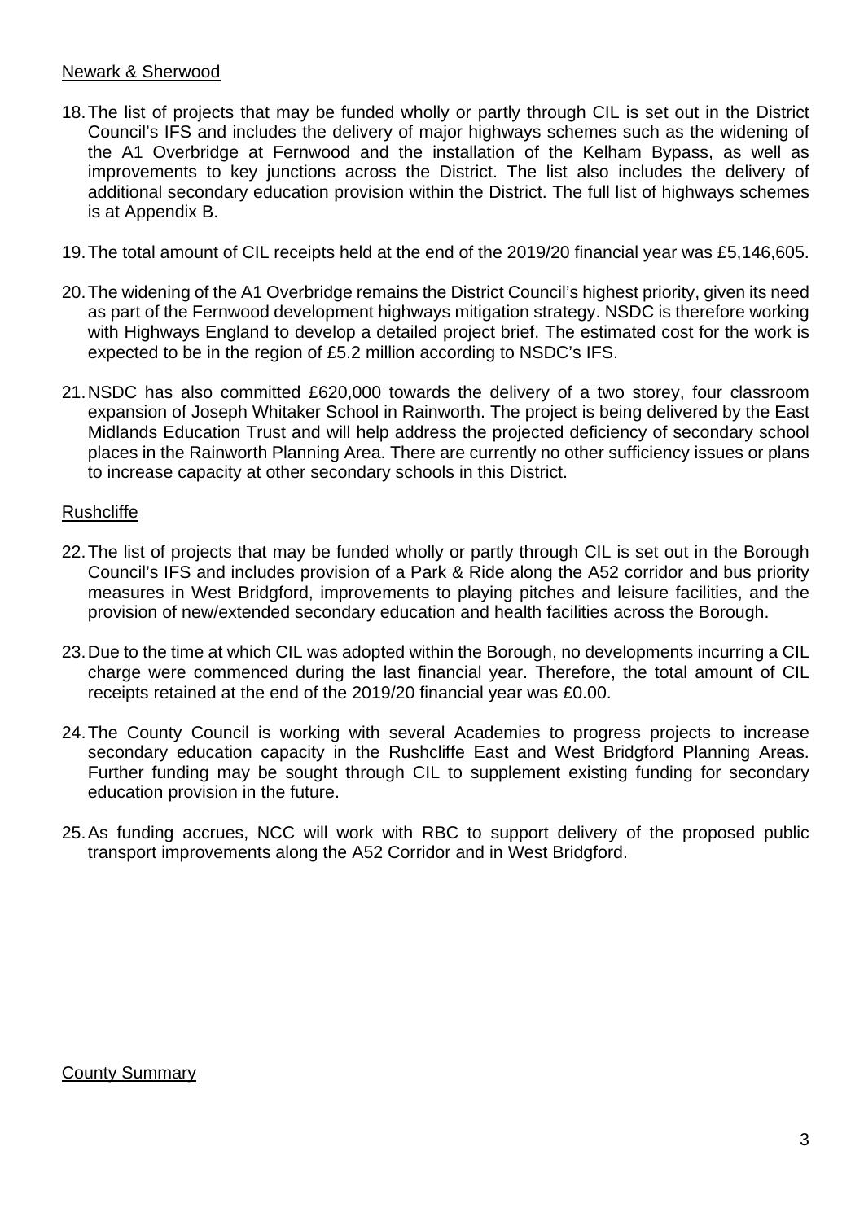Newark & Sherwood

18. The list of projects that may be funded wholly or partly through CIL is set out in the District Council's IFS and includes the delivery of major highways schemes such as the widening of the A1 Overbridge at Fernwood and the installation of the Kelham Bypass, as well as improvements to key junctions across the District. The list also includes the delivery of additional secondary education provision within the District. The full list of highways schemes is at Appendix B.

19. The total amount of CIL receipts held at the end of the 2019/20 financial year was £5,146,605.

20. The widening of the A1 Overbridge remains the District Council's highest priority, given its need as part of the Fernwood development highways mitigation strategy. NSDC is therefore working with Highways England to develop a detailed project brief. The estimated cost for the work is expected to be in the region of £5.2 million according to NSDC's IFS.

21. NSDC has also committed £620,000 towards the delivery of a two storey, four classroom expansion of Joseph Whitaker School in Rainworth. The project is being delivered by the East Midlands Education Trust and will help address the projected deficiency of secondary school places in the Rainworth Planning Area. There are currently no other sufficiency issues or plans to increase capacity at other secondary schools in this District.

Rushcliffe

22. The list of projects that may be funded wholly or partly through CIL is set out in the Borough Council's IFS and includes provision of a Park & Ride along the A52 corridor and bus priority measures in West Bridgford, improvements to playing pitches and leisure facilities, and the provision of new/extended secondary education and health facilities across the Borough.

23. Due to the time at which CIL was adopted within the Borough, no developments incurring a CIL charge were commenced during the last financial year. Therefore, the total amount of CIL receipts retained at the end of the 2019/20 financial year was £0.00.

24. The County Council is working with several Academies to progress projects to increase secondary education capacity in the Rushcliffe East and West Bridgford Planning Areas. Further funding may be sought through CIL to supplement existing funding for secondary education provision in the future.

25. As funding accrues, NCC will work with RBC to support delivery of the proposed public transport improvements along the A52 Corridor and in West Bridgford.

County Summary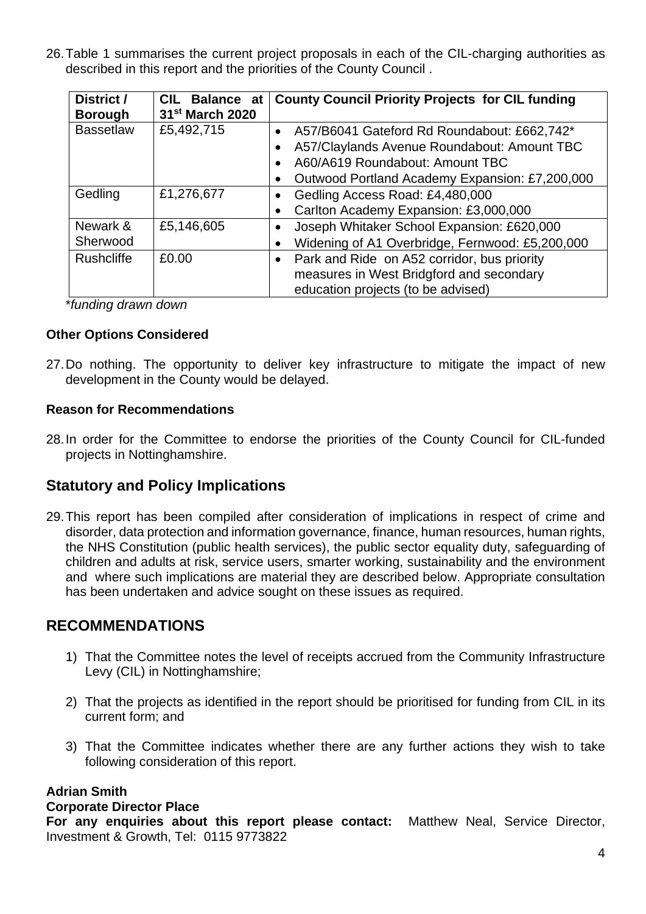26. Table 1 summarises the current project proposals in each of the CIL-charging authorities as described in this report and the priorities of the County Council .

| District / Borough | CIL Balance at 31st March 2020 | County Council Priority Projects for CIL funding |
|---|---|---|
| Bassetlaw | £5,492,715 | • A57/B6041 Gateford Rd Roundabout: £662,742*<br>• A57/Claylands Avenue Roundabout: Amount TBC<br>• A60/A619 Roundabout: Amount TBC<br>• Outwood Portland Academy Expansion: £7,200,000 |
| Gedling | £1,276,677 | • Gedling Access Road: £4,480,000<br>• Carlton Academy Expansion: £3,000,000 |
| Newark & Sherwood | £5,146,605 | • Joseph Whitaker School Expansion: £620,000<br>• Widening of A1 Overbridge, Fernwood: £5,200,000 |
| Rushcliffe | £0.00 | • Park and Ride on A52 corridor, bus priority measures in West Bridgford and secondary education projects (to be advised) |

*\*funding drawn down*

### Other Options Considered

27. Do nothing. The opportunity to deliver key infrastructure to mitigate the impact of new development in the County would be delayed.

### Reason for Recommendations

28. In order for the Committee to endorse the priorities of the County Council for CIL-funded projects in Nottinghamshire.

## Statutory and Policy Implications

29. This report has been compiled after consideration of implications in respect of crime and disorder, data protection and information governance, finance, human resources, human rights, the NHS Constitution (public health services), the public sector equality duty, safeguarding of children and adults at risk, service users, smarter working, sustainability and the environment and where such implications are material they are described below. Appropriate consultation has been undertaken and advice sought on these issues as required.

## RECOMMENDATIONS

1) That the Committee notes the level of receipts accrued from the Community Infrastructure Levy (CIL) in Nottinghamshire;

2) That the projects as identified in the report should be prioritised for funding from CIL in its current form; and

3) That the Committee indicates whether there are any further actions they wish to take following consideration of this report.

**Adrian Smith**
**Corporate Director Place**
**For any enquiries about this report please contact:** Matthew Neal, Service Director, Investment & Growth, Tel: 0115 9773822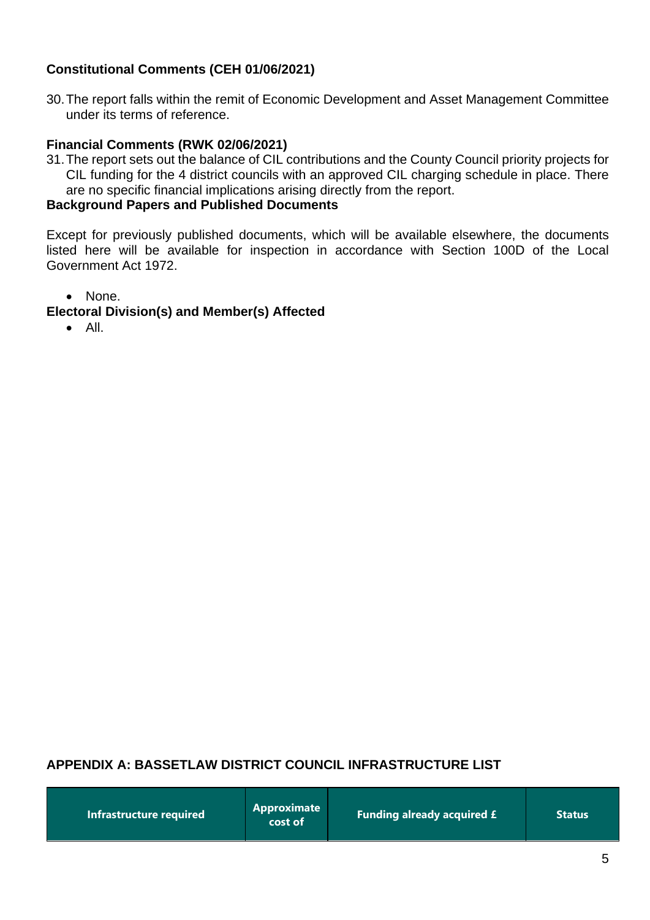**Constitutional Comments (CEH 01/06/2021)**

30. The report falls within the remit of Economic Development and Asset Management Committee under its terms of reference.

**Financial Comments (RWK 02/06/2021)**

31. The report sets out the balance of CIL contributions and the County Council priority projects for CIL funding for the 4 district councils with an approved CIL charging schedule in place. There are no specific financial implications arising directly from the report.

**Background Papers and Published Documents**

Except for previously published documents, which will be available elsewhere, the documents listed here will be available for inspection in accordance with Section 100D of the Local Government Act 1972.

- None.

**Electoral Division(s) and Member(s) Affected**

- All.

**APPENDIX A: BASSETLAW DISTRICT COUNCIL INFRASTRUCTURE LIST**

| Infrastructure required | Approximate cost of | Funding already acquired £ | Status |
|---|---|---|---|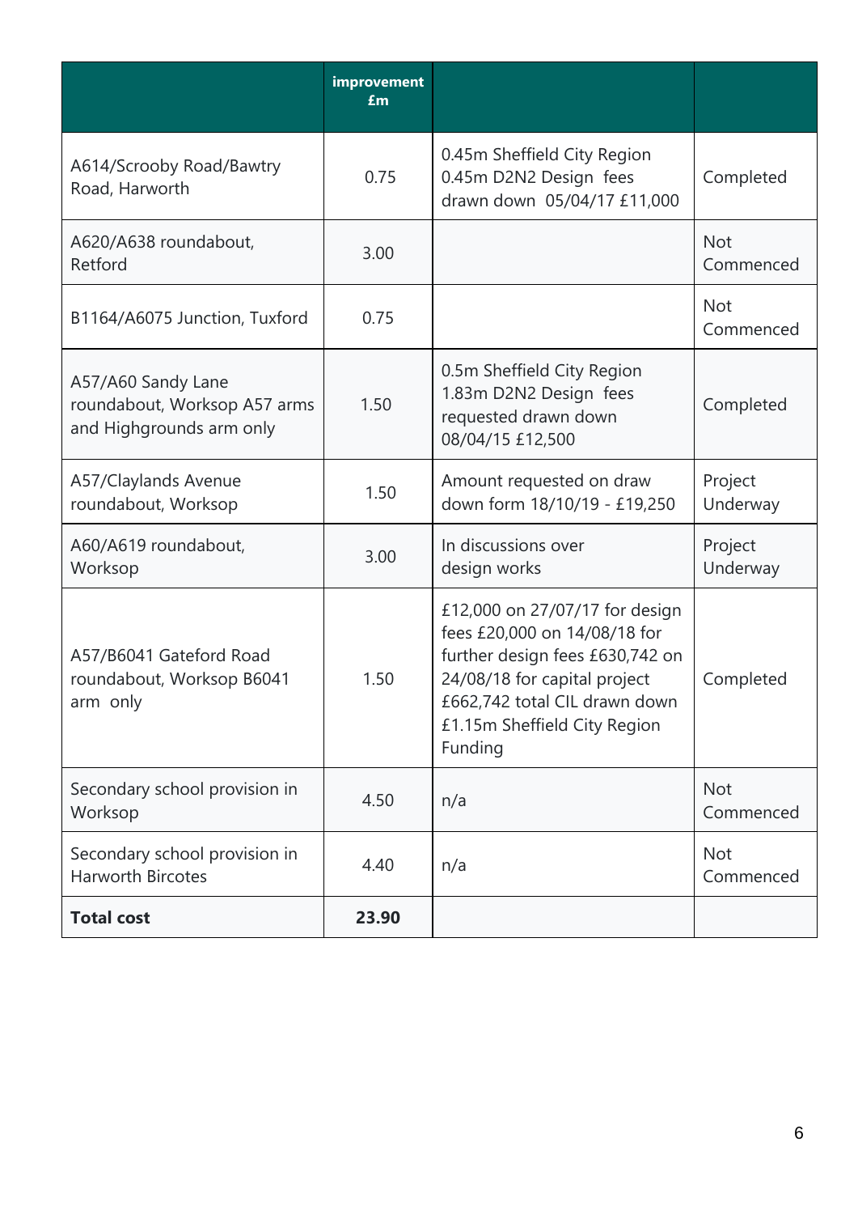| | improvement £m | | |
|---|---|---|---|
| A614/Scrooby Road/Bawtry Road, Harworth | 0.75 | 0.45m Sheffield City Region 0.45m D2N2 Design fees drawn down 05/04/17 £11,000 | Completed |
| A620/A638 roundabout, Retford | 3.00 | | Not Commenced |
| B1164/A6075 Junction, Tuxford | 0.75 | | Not Commenced |
| A57/A60 Sandy Lane roundabout, Worksop A57 arms and Highgrounds arm only | 1.50 | 0.5m Sheffield City Region 1.83m D2N2 Design fees requested drawn down 08/04/15 £12,500 | Completed |
| A57/Claylands Avenue roundabout, Worksop | 1.50 | Amount requested on draw down form 18/10/19 - £19,250 | Project Underway |
| A60/A619 roundabout, Worksop | 3.00 | In discussions over design works | Project Underway |
| A57/B6041 Gateford Road roundabout, Worksop B6041 arm only | 1.50 | £12,000 on 27/07/17 for design fees £20,000 on 14/08/18 for further design fees £630,742 on 24/08/18 for capital project £662,742 total CIL drawn down £1.15m Sheffield City Region Funding | Completed |
| Secondary school provision in Worksop | 4.50 | n/a | Not Commenced |
| Secondary school provision in Harworth Bircotes | 4.40 | n/a | Not Commenced |
| **Total cost** | **23.90** | | |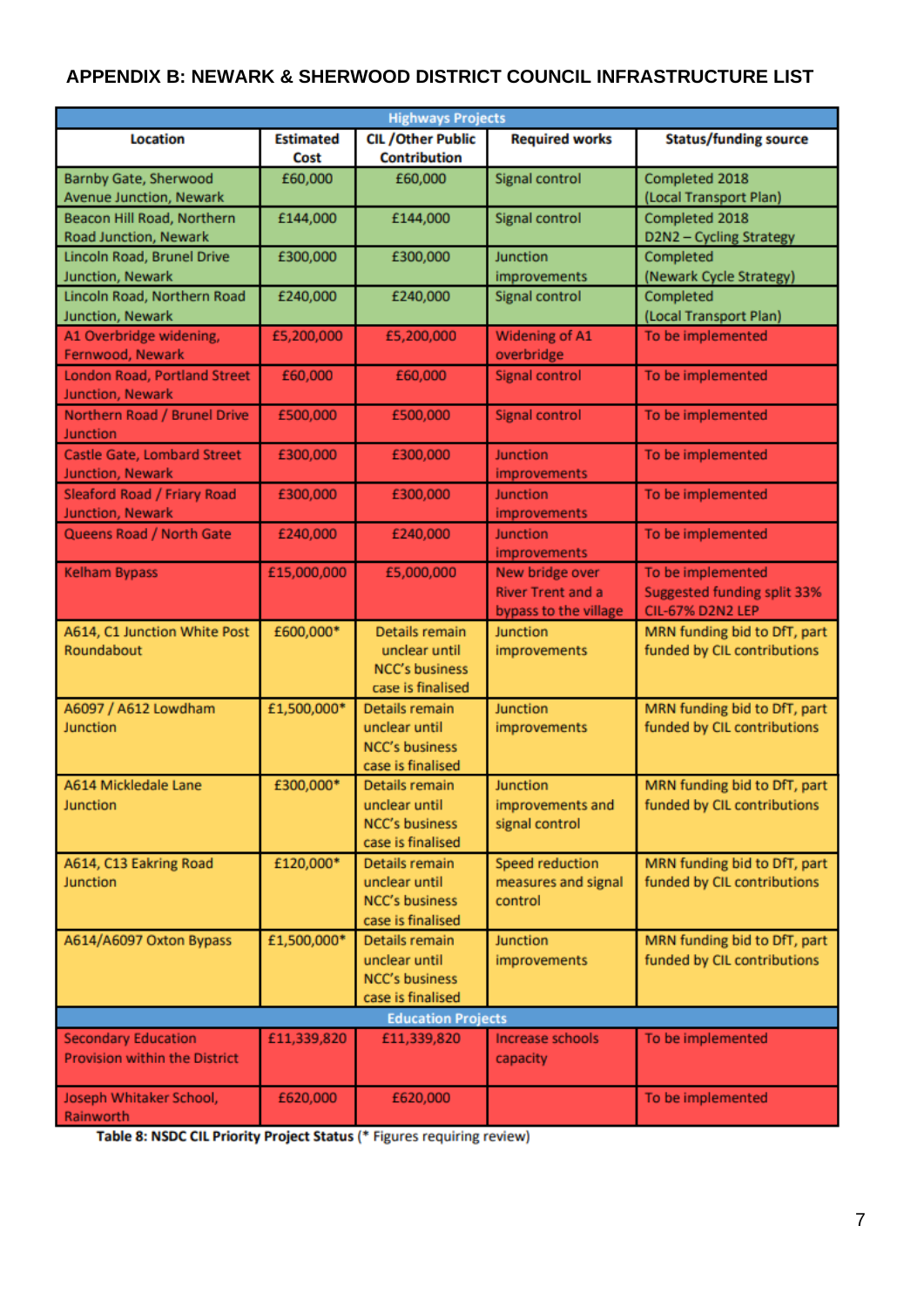## APPENDIX B: NEWARK & SHERWOOD DISTRICT COUNCIL INFRASTRUCTURE LIST

| Location | Estimated Cost | CIL /Other Public Contribution | Required works | Status/funding source |
|---|---|---|---|---|
| **Highways Projects** | | | | |
| Barnby Gate, Sherwood Avenue Junction, Newark | £60,000 | £60,000 | Signal control | Completed 2018 (Local Transport Plan) |
| Beacon Hill Road, Northern Road Junction, Newark | £144,000 | £144,000 | Signal control | Completed 2018 D2N2 – Cycling Strategy |
| Lincoln Road, Brunel Drive Junction, Newark | £300,000 | £300,000 | Junction improvements | Completed (Newark Cycle Strategy) |
| Lincoln Road, Northern Road Junction, Newark | £240,000 | £240,000 | Signal control | Completed (Local Transport Plan) |
| A1 Overbridge widening, Fernwood, Newark | £5,200,000 | £5,200,000 | Widening of A1 overbridge | To be implemented |
| London Road, Portland Street Junction, Newark | £60,000 | £60,000 | Signal control | To be implemented |
| Northern Road / Brunel Drive Junction | £500,000 | £500,000 | Signal control | To be implemented |
| Castle Gate, Lombard Street Junction, Newark | £300,000 | £300,000 | Junction improvements | To be implemented |
| Sleaford Road / Friary Road Junction, Newark | £300,000 | £300,000 | Junction improvements | To be implemented |
| Queens Road / North Gate | £240,000 | £240,000 | Junction improvements | To be implemented |
| Kelham Bypass | £15,000,000 | £5,000,000 | New bridge over River Trent and a bypass to the village | To be implemented Suggested funding split 33% CIL-67% D2N2 LEP |
| A614, C1 Junction White Post Roundabout | £600,000* | Details remain unclear until NCC's business case is finalised | Junction improvements | MRN funding bid to DfT, part funded by CIL contributions |
| A6097 / A612 Lowdham Junction | £1,500,000* | Details remain unclear until NCC's business case is finalised | Junction improvements | MRN funding bid to DfT, part funded by CIL contributions |
| A614 Mickledale Lane Junction | £300,000* | Details remain unclear until NCC's business case is finalised | Junction improvements and signal control | MRN funding bid to DfT, part funded by CIL contributions |
| A614, C13 Eakring Road Junction | £120,000* | Details remain unclear until NCC's business case is finalised | Speed reduction measures and signal control | MRN funding bid to DfT, part funded by CIL contributions |
| A614/A6097 Oxton Bypass | £1,500,000* | Details remain unclear until NCC's business case is finalised | Junction improvements | MRN funding bid to DfT, part funded by CIL contributions |
| **Education Projects** | | | | |
| Secondary Education Provision within the District | £11,339,820 | £11,339,820 | Increase schools capacity | To be implemented |
| Joseph Whitaker School, Rainworth | £620,000 | £620,000 | | To be implemented |

**Table 8: NSDC CIL Priority Project Status** (* Figures requiring review)